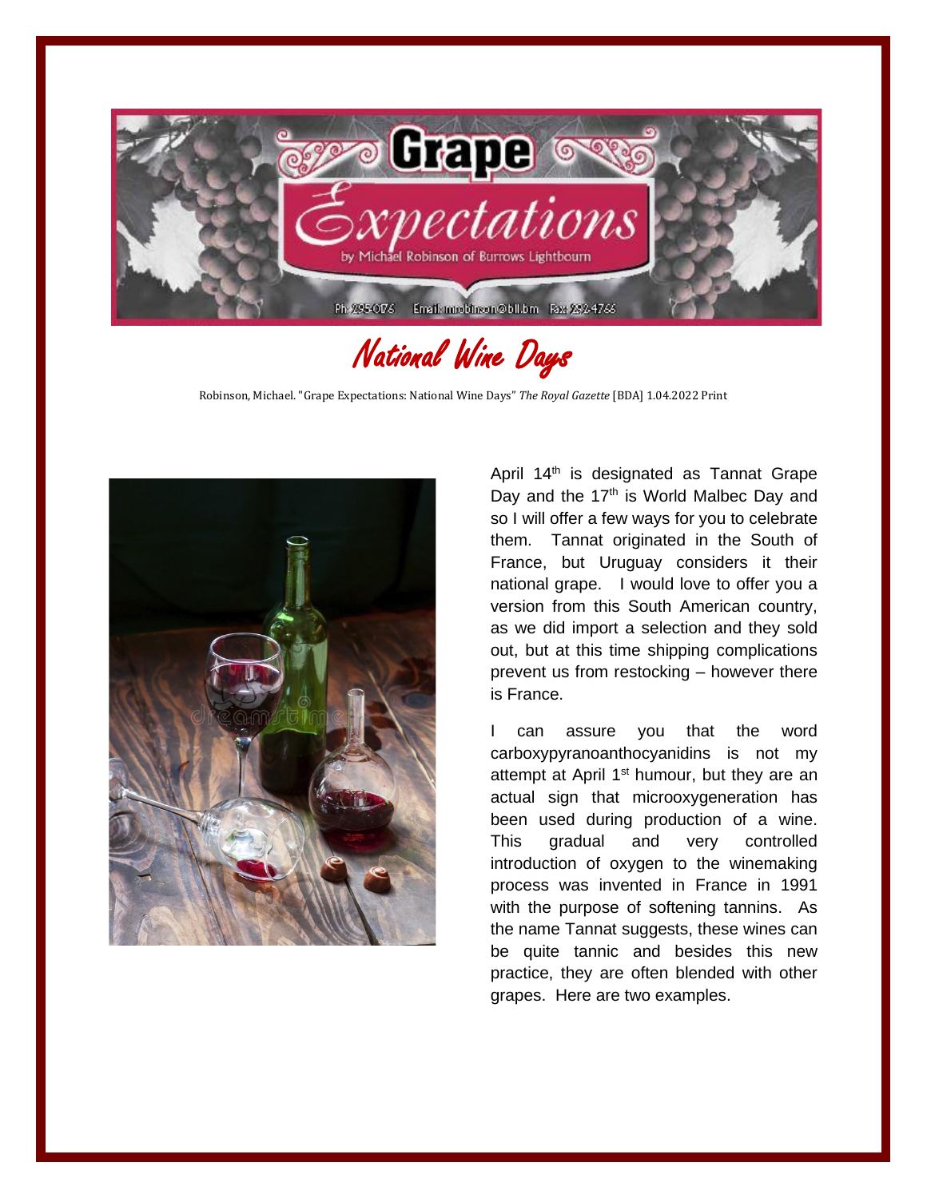# Grape Expectations

by Michael Robinson of Burrows Lightbourn

Ph: 295-0176 Email: mrobinson@bll.bm Fax: 292-4766

## National Wine Days

Robinson, Michael. "Grape Expectations: National Wine Days" *The Royal Gazette* [BDA] 1.04.2022 Print

April 14th is designated as Tannat Grape Day and the 17th is World Malbec Day and so I will offer a few ways for you to celebrate them. Tannat originated in the South of France, but Uruguay considers it their national grape. I would love to offer you a version from this South American country, as we did import a selection and they sold out, but at this time shipping complications prevent us from restocking – however there is France.

I can assure you that the word carboxypyranoanthocyanidins is not my attempt at April 1st humour, but they are an actual sign that microoxygeneration has been used during production of a wine. This gradual and very controlled introduction of oxygen to the winemaking process was invented in France in 1991 with the purpose of softening tannins. As the name Tannat suggests, these wines can be quite tannic and besides this new practice, they are often blended with other grapes. Here are two examples.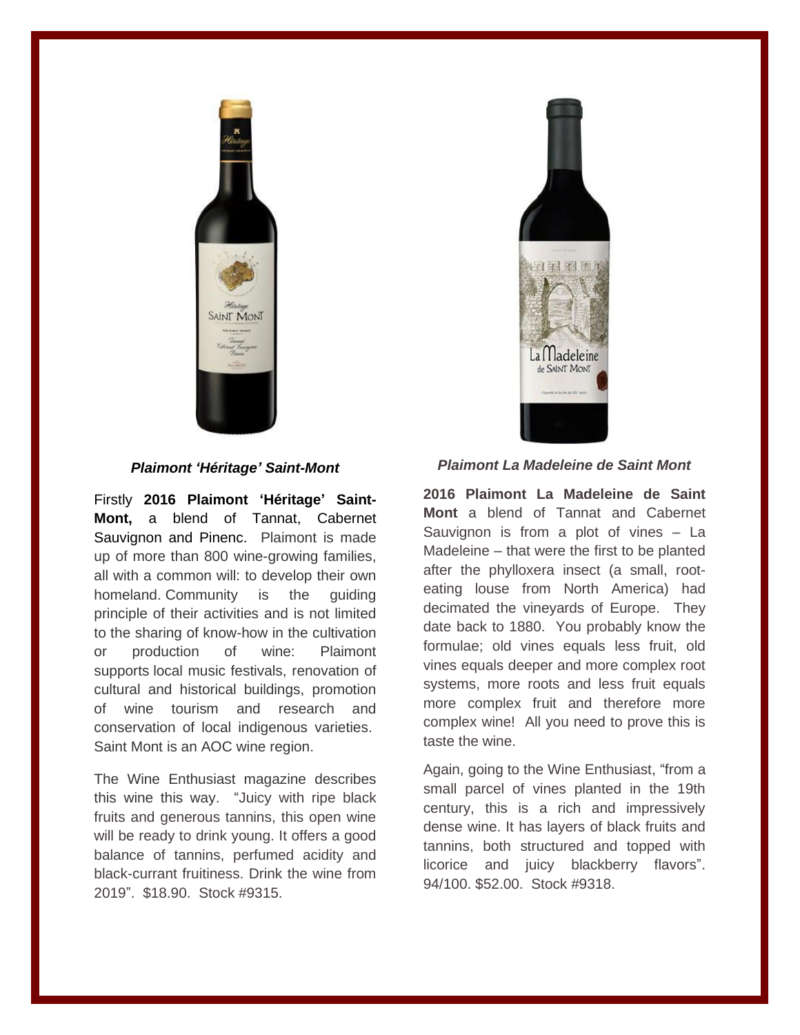***Plaimont 'Héritage' Saint-Mont***

Firstly **2016 Plaimont 'Héritage' Saint-Mont,** a blend of Tannat, Cabernet Sauvignon and Pinenc. Plaimont is made up of more than 800 wine-growing families, all with a common will: to develop their own homeland. Community is the guiding principle of their activities and is not limited to the sharing of know-how in the cultivation or production of wine: Plaimont supports local music festivals, renovation of cultural and historical buildings, promotion of wine tourism and research and conservation of local indigenous varieties. Saint Mont is an AOC wine region.

The Wine Enthusiast magazine describes this wine this way. "Juicy with ripe black fruits and generous tannins, this open wine will be ready to drink young. It offers a good balance of tannins, perfumed acidity and black-currant fruitiness. Drink the wine from 2019". $18.90. Stock #9315.

***Plaimont La Madeleine de Saint Mont***

**2016 Plaimont La Madeleine de Saint Mont** a blend of Tannat and Cabernet Sauvignon is from a plot of vines – La Madeleine – that were the first to be planted after the phyllოxera insect (a small, root-eating louse from North America) had decimated the vineyards of Europe. They date back to 1880. You probably know the formulae; old vines equals less fruit, old vines equals deeper and more complex root systems, more roots and less fruit equals more complex fruit and therefore more complex wine! All you need to prove this is taste the wine.

Again, going to the Wine Enthusiast, "from a small parcel of vines planted in the 19th century, this is a rich and impressively dense wine. It has layers of black fruits and tannins, both structured and topped with licorice and juicy blackberry flavors". 94/100. $52.00. Stock #9318.

***Plaimont 'Héritage' Saint-Mont***

Firstly **2016 Plaimont 'Héritage' Saint-Mont,** a blend of Tannat, Cabernet Sauvignon and Pinenc. Plaimont is made up of more than 800 wine-growing families, all with a common will: to develop their own homeland. Community is the guiding principle of their activities and is not limited to the sharing of know-how in the cultivation or production of wine: Plaimont supports local music festivals, renovation of cultural and historical buildings, promotion of wine tourism and research and conservation of local indigenous varieties. Saint Mont is an AOC wine region.

The Wine Enthusiast magazine describes this wine this way. "Juicy with ripe black fruits and generous tannins, this open wine will be ready to drink young. It offers a good balance of tannins, perfumed acidity and black-currant fruitiness. Drink the wine from 2019". $18.90. Stock #9315.

***Plaimont La Madeleine de Saint Mont***

**2016 Plaimont La Madeleine de Saint Mont** a blend of Tannat and Cabernet Sauvignon is from a plot of vines – La Madeleine – that were the first to be planted after the phylloxera insect (a small, root-eating louse from North America) had decimated the vineyards of Europe. They date back to 1880. You probably know the formulae; old vines equals less fruit, old vines equals deeper and more complex root systems, more roots and less fruit equals more complex fruit and therefore more complex wine! All you need to prove this is taste the wine.

Again, going to the Wine Enthusiast, "from a small parcel of vines planted in the 19th century, this is a rich and impressively dense wine. It has layers of black fruits and tannins, both structured and topped with licorice and juicy blackberry flavors". 94/100. $52.00. Stock #9318.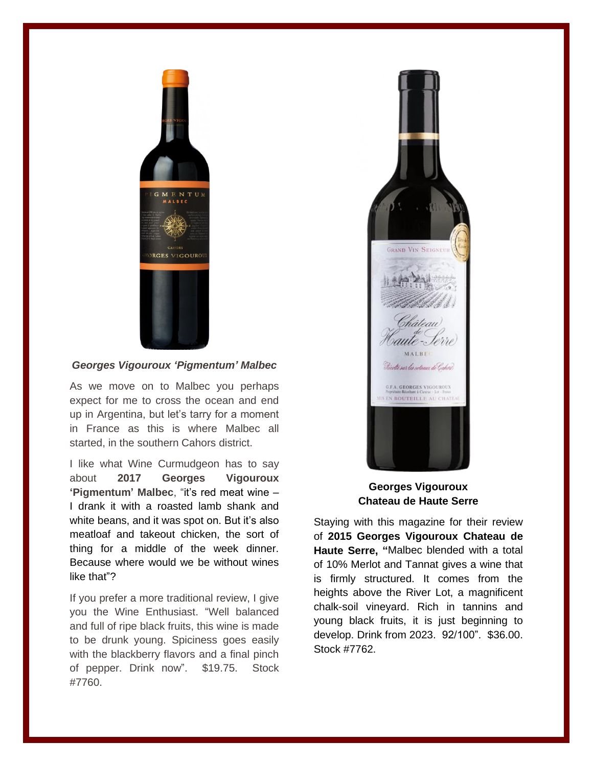***Georges Vigouroux 'Pigmentum' Malbec***

As we move on to Malbec you perhaps expect for me to cross the ocean and end up in Argentina, but let's tarry for a moment in France as this is where Malbec all started, in the southern Cahors district.

I like what Wine Curmudgeon has to say about **2017 Georges Vigouroux 'Pigmentum' Malbec**, "it's red meat wine – I drank it with a roasted lamb shank and white beans, and it was spot on. But it's also meatloaf and takeout chicken, the sort of thing for a middle of the week dinner. Because where would we be without wines like that"?

If you prefer a more traditional review, I give you the Wine Enthusiast. "Well balanced and full of ripe black fruits, this wine is made to be drunk young. Spiciness goes easily with the blackberry flavors and a final pinch of pepper. Drink now". $19.75. Stock #7760.

**Georges Vigouroux Chateau de Haute Serre**

Staying with this magazine for their review of **2015 Georges Vigouroux Chateau de Haute Serre, "**Malbec blended with a total of 10% Merlot and Tannat gives a wine that is firmly structured. It comes from the heights above the River Lot, a magnificent chalk-soil vineyard. Rich in tannins and young black fruits, it is just beginning to develop. Drink from 2023. 92/100". $36.00. Stock #7762.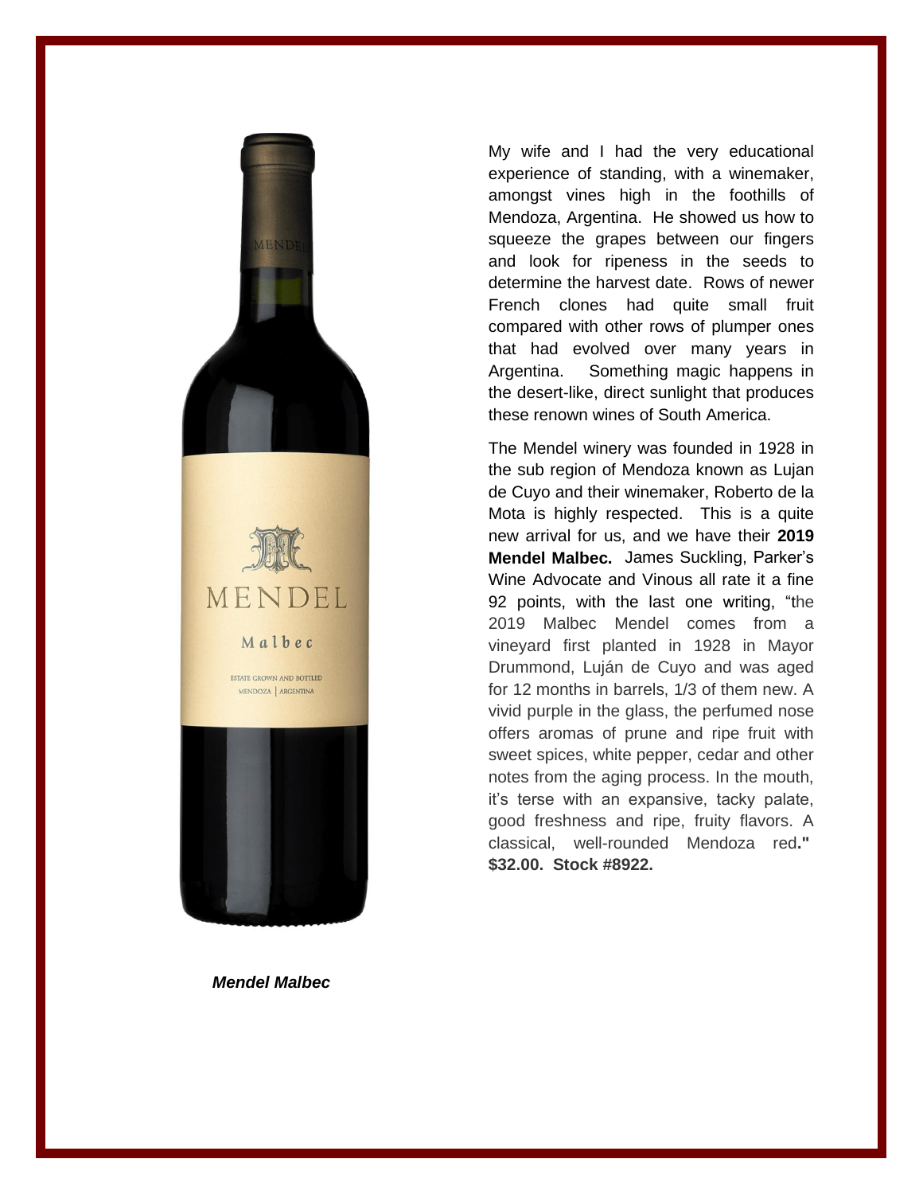My wife and I had the very educational experience of standing, with a winemaker, amongst vines high in the foothills of Mendoza, Argentina. He showed us how to squeeze the grapes between our fingers and look for ripeness in the seeds to determine the harvest date. Rows of newer French clones had quite small fruit compared with other rows of plumper ones that had evolved over many years in Argentina. Something magic happens in the desert-like, direct sunlight that produces these renown wines of South America.

The Mendel winery was founded in 1928 in the sub region of Mendoza known as Lujan de Cuyo and their winemaker, Roberto de la Mota is highly respected. This is a quite new arrival for us, and we have their **2019 Mendel Malbec.** James Suckling, Parker's Wine Advocate and Vinous all rate it a fine 92 points, with the last one writing, "the 2019 Malbec Mendel comes from a vineyard first planted in 1928 in Mayor Drummond, Luján de Cuyo and was aged for 12 months in barrels, 1/3 of them new. A vivid purple in the glass, the perfumed nose offers aromas of prune and ripe fruit with sweet spices, white pepper, cedar and other notes from the aging process. In the mouth, it's terse with an expansive, tacky palate, good freshness and ripe, fruity flavors. A classical, well-rounded Mendoza red**." $32.00. Stock #8922.**

***Mendel Malbec***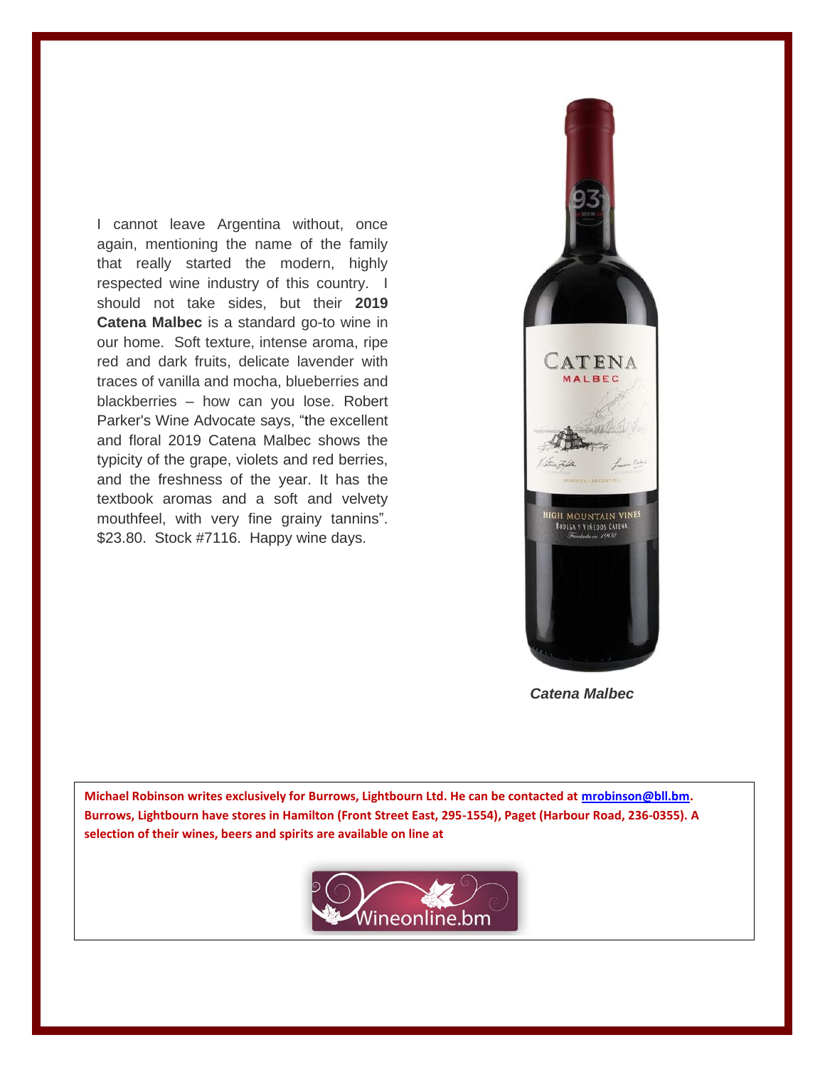I cannot leave Argentina without, once again, mentioning the name of the family that really started the modern, highly respected wine industry of this country. I should not take sides, but their **2019 Catena Malbec** is a standard go-to wine in our home. Soft texture, intense aroma, ripe red and dark fruits, delicate lavender with traces of vanilla and mocha, blueberries and blackberries – how can you lose. Robert Parker's Wine Advocate says, "the excellent and floral 2019 Catena Malbec shows the typicity of the grape, violets and red berries, and the freshness of the year. It has the textbook aromas and a soft and velvety mouthfeel, with very fine grainy tannins". $23.80. Stock #7116. Happy wine days.

***Catena Malbec***

**Michael Robinson writes exclusively for Burrows, Lightbourn Ltd. He can be contacted at [mrobinson@bll.bm](mailto:mrobinson@bll.bm). Burrows, Lightbourn have stores in Hamilton (Front Street East, 295-1554), Paget (Harbour Road, 236-0355). A selection of their wines, beers and spirits are available on line at**

Wineonline.bm